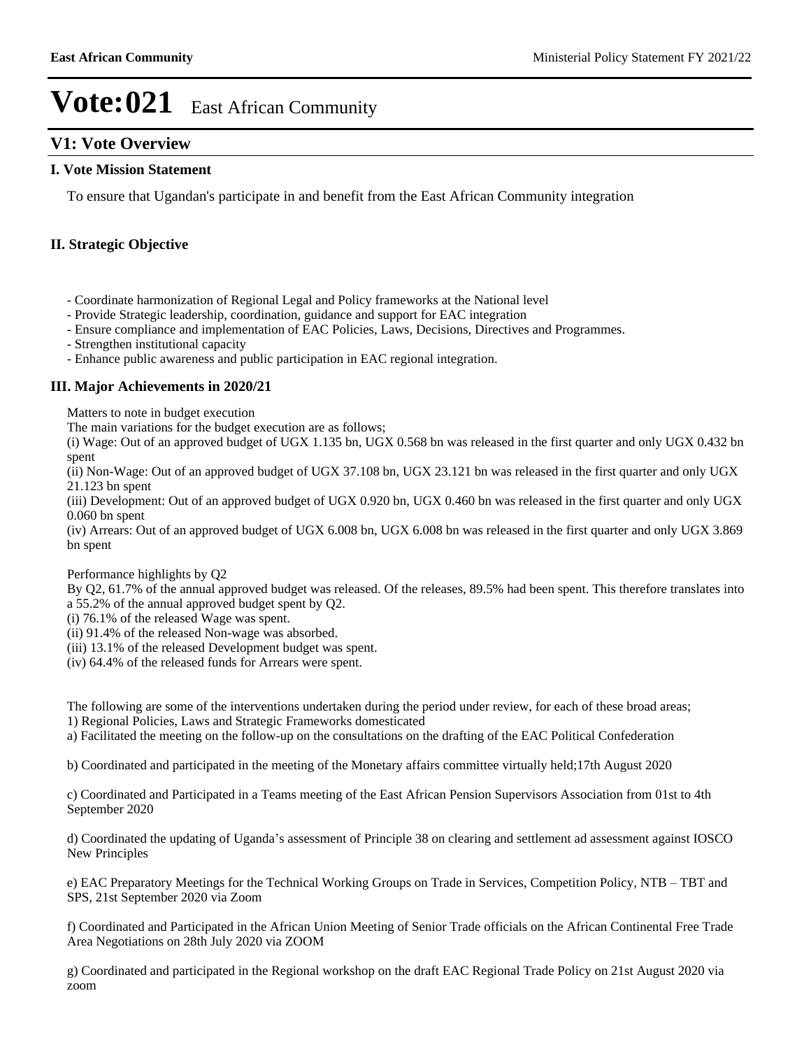# Vote:021 East African Community

## V1: Vote Overview

### I. Vote Mission Statement

To ensure that Ugandan's participate in and benefit from the East African Community integration

### II. Strategic Objective

- Coordinate harmonization of Regional Legal and Policy frameworks at the National level
- Provide Strategic leadership, coordination, guidance and support for EAC integration
- Ensure compliance and implementation of EAC Policies, Laws, Decisions, Directives and Programmes.
- Strengthen institutional capacity
- Enhance public awareness and public participation in EAC regional integration.

### III. Major Achievements in 2020/21

Matters to note in budget execution

The main variations for the budget execution are as follows;

(i) Wage: Out of an approved budget of UGX 1.135 bn, UGX 0.568 bn was released in the first quarter and only UGX 0.432 bn spent

(ii) Non-Wage: Out of an approved budget of UGX 37.108 bn, UGX 23.121 bn was released in the first quarter and only UGX 21.123 bn spent

(iii) Development: Out of an approved budget of UGX 0.920 bn, UGX 0.460 bn was released in the first quarter and only UGX 0.060 bn spent

(iv) Arrears: Out of an approved budget of UGX 6.008 bn, UGX 6.008 bn was released in the first quarter and only UGX 3.869 bn spent

Performance highlights by Q2

By Q2, 61.7% of the annual approved budget was released. Of the releases, 89.5% had been spent. This therefore translates into a 55.2% of the annual approved budget spent by Q2.

(i) 76.1% of the released Wage was spent.

(ii) 91.4% of the released Non-wage was absorbed.

(iii) 13.1% of the released Development budget was spent.

(iv) 64.4% of the released funds for Arrears were spent.

The following are some of the interventions undertaken during the period under review, for each of these broad areas;

1) Regional Policies, Laws and Strategic Frameworks domesticated

a) Facilitated the meeting on the follow-up on the consultations on the drafting of the EAC Political Confederation

b) Coordinated and participated in the meeting of the Monetary affairs committee virtually held;17th August 2020

c) Coordinated and Participated in a Teams meeting of the East African Pension Supervisors Association from 01st to 4th September 2020

d) Coordinated the updating of Uganda's assessment of Principle 38 on clearing and settlement ad assessment against IOSCO New Principles

e) EAC Preparatory Meetings for the Technical Working Groups on Trade in Services, Competition Policy, NTB – TBT and SPS, 21st September 2020 via Zoom

f) Coordinated and Participated in the African Union Meeting of Senior Trade officials on the African Continental Free Trade Area Negotiations on 28th July 2020 via ZOOM

g) Coordinated and participated in the Regional workshop on the draft EAC Regional Trade Policy on 21st August 2020 via zoom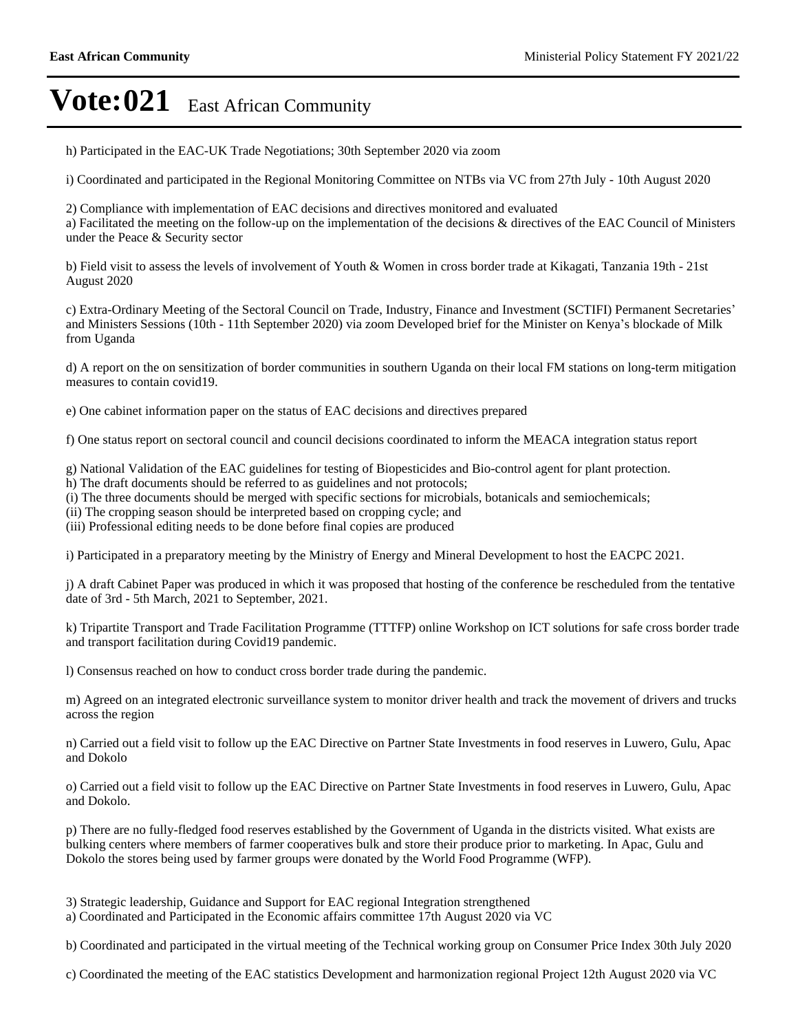h) Participated in the EAC-UK Trade Negotiations; 30th September 2020 via zoom

i) Coordinated and participated in the Regional Monitoring Committee on NTBs via VC from 27th July - 10th August 2020

2) Compliance with implementation of EAC decisions and directives monitored and evaluated
a) Facilitated the meeting on the follow-up on the implementation of the decisions & directives of the EAC Council of Ministers under the Peace & Security sector

b) Field visit to assess the levels of involvement of Youth & Women in cross border trade at Kikagati, Tanzania 19th - 21st August 2020

c) Extra-Ordinary Meeting of the Sectoral Council on Trade, Industry, Finance and Investment (SCTIFI) Permanent Secretaries' and Ministers Sessions (10th - 11th September 2020) via zoom Developed brief for the Minister on Kenya's blockade of Milk from Uganda

d) A report on the on sensitization of border communities in southern Uganda on their local FM stations on long-term mitigation measures to contain covid19.

e) One cabinet information paper on the status of EAC decisions and directives prepared

f) One status report on sectoral council and council decisions coordinated to inform the MEACA integration status report

g) National Validation of the EAC guidelines for testing of Biopesticides and Bio-control agent for plant protection.
h) The draft documents should be referred to as guidelines and not protocols;
(i) The three documents should be merged with specific sections for microbials, botanicals and semiochemicals;
(ii) The cropping season should be interpreted based on cropping cycle; and
(iii) Professional editing needs to be done before final copies are produced

i) Participated in a preparatory meeting by the Ministry of Energy and Mineral Development to host the EACPC 2021.

j) A draft Cabinet Paper was produced in which it was proposed that hosting of the conference be rescheduled from the tentative date of 3rd - 5th March, 2021 to September, 2021.

k) Tripartite Transport and Trade Facilitation Programme (TTTFP) online Workshop on ICT solutions for safe cross border trade and transport facilitation during Covid19 pandemic.

l) Consensus reached on how to conduct cross border trade during the pandemic.

m) Agreed on an integrated electronic surveillance system to monitor driver health and track the movement of drivers and trucks across the region

n) Carried out a field visit to follow up the EAC Directive on Partner State Investments in food reserves in Luwero, Gulu, Apac and Dokolo

o) Carried out a field visit to follow up the EAC Directive on Partner State Investments in food reserves in Luwero, Gulu, Apac and Dokolo.

p) There are no fully-fledged food reserves established by the Government of Uganda in the districts visited. What exists are bulking centers where members of farmer cooperatives bulk and store their produce prior to marketing. In Apac, Gulu and Dokolo the stores being used by farmer groups were donated by the World Food Programme (WFP).

3) Strategic leadership, Guidance and Support for EAC regional Integration strengthened
a) Coordinated and Participated in the Economic affairs committee 17th August 2020 via VC

b) Coordinated and participated in the virtual meeting of the Technical working group on Consumer Price Index 30th July 2020

c) Coordinated the meeting of the EAC statistics Development and harmonization regional Project 12th August 2020 via VC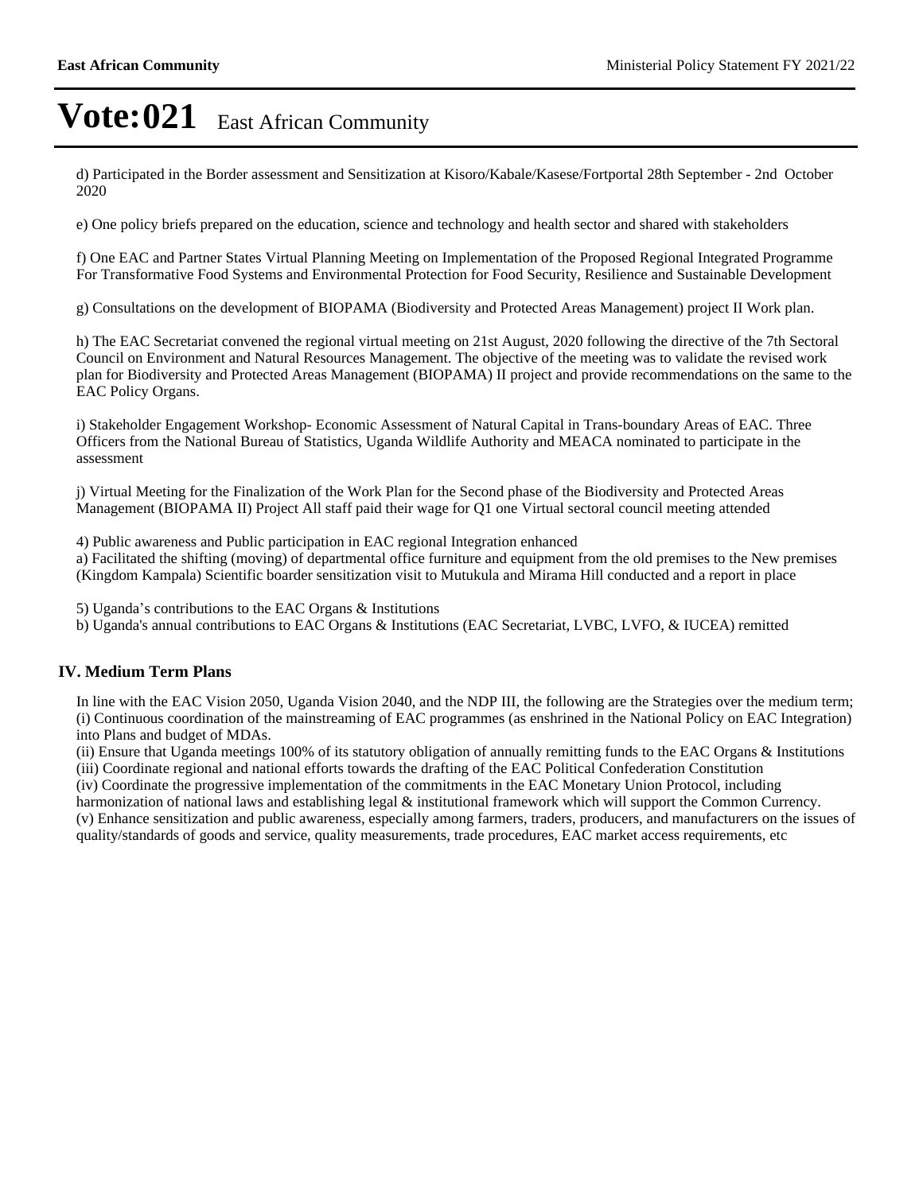# Vote:021 East African Community

d) Participated in the Border assessment and Sensitization at Kisoro/Kabale/Kasese/Fortportal 28th September - 2nd October 2020

e) One policy briefs prepared on the education, science and technology and health sector and shared with stakeholders

f) One EAC and Partner States Virtual Planning Meeting on Implementation of the Proposed Regional Integrated Programme For Transformative Food Systems and Environmental Protection for Food Security, Resilience and Sustainable Development

g) Consultations on the development of BIOPAMA (Biodiversity and Protected Areas Management) project II Work plan.

h) The EAC Secretariat convened the regional virtual meeting on 21st August, 2020 following the directive of the 7th Sectoral Council on Environment and Natural Resources Management. The objective of the meeting was to validate the revised work plan for Biodiversity and Protected Areas Management (BIOPAMA) II project and provide recommendations on the same to the EAC Policy Organs.

i) Stakeholder Engagement Workshop- Economic Assessment of Natural Capital in Trans-boundary Areas of EAC. Three Officers from the National Bureau of Statistics, Uganda Wildlife Authority and MEACA nominated to participate in the assessment

j) Virtual Meeting for the Finalization of the Work Plan for the Second phase of the Biodiversity and Protected Areas Management (BIOPAMA II) Project All staff paid their wage for Q1 one Virtual sectoral council meeting attended

4) Public awareness and Public participation in EAC regional Integration enhanced
a) Facilitated the shifting (moving) of departmental office furniture and equipment from the old premises to the New premises (Kingdom Kampala) Scientific boarder sensitization visit to Mutukula and Mirama Hill conducted and a report in place

5) Uganda's contributions to the EAC Organs & Institutions
b) Uganda's annual contributions to EAC Organs & Institutions (EAC Secretariat, LVBC, LVFO, & IUCEA) remitted

## IV. Medium Term Plans

In line with the EAC Vision 2050, Uganda Vision 2040, and the NDP III, the following are the Strategies over the medium term;
(i) Continuous coordination of the mainstreaming of EAC programmes (as enshrined in the National Policy on EAC Integration) into Plans and budget of MDAs.
(ii) Ensure that Uganda meetings 100% of its statutory obligation of annually remitting funds to the EAC Organs & Institutions
(iii) Coordinate regional and national efforts towards the drafting of the EAC Political Confederation Constitution
(iv) Coordinate the progressive implementation of the commitments in the EAC Monetary Union Protocol, including harmonization of national laws and establishing legal & institutional framework which will support the Common Currency.
(v) Enhance sensitization and public awareness, especially among farmers, traders, producers, and manufacturers on the issues of quality/standards of goods and service, quality measurements, trade procedures, EAC market access requirements, etc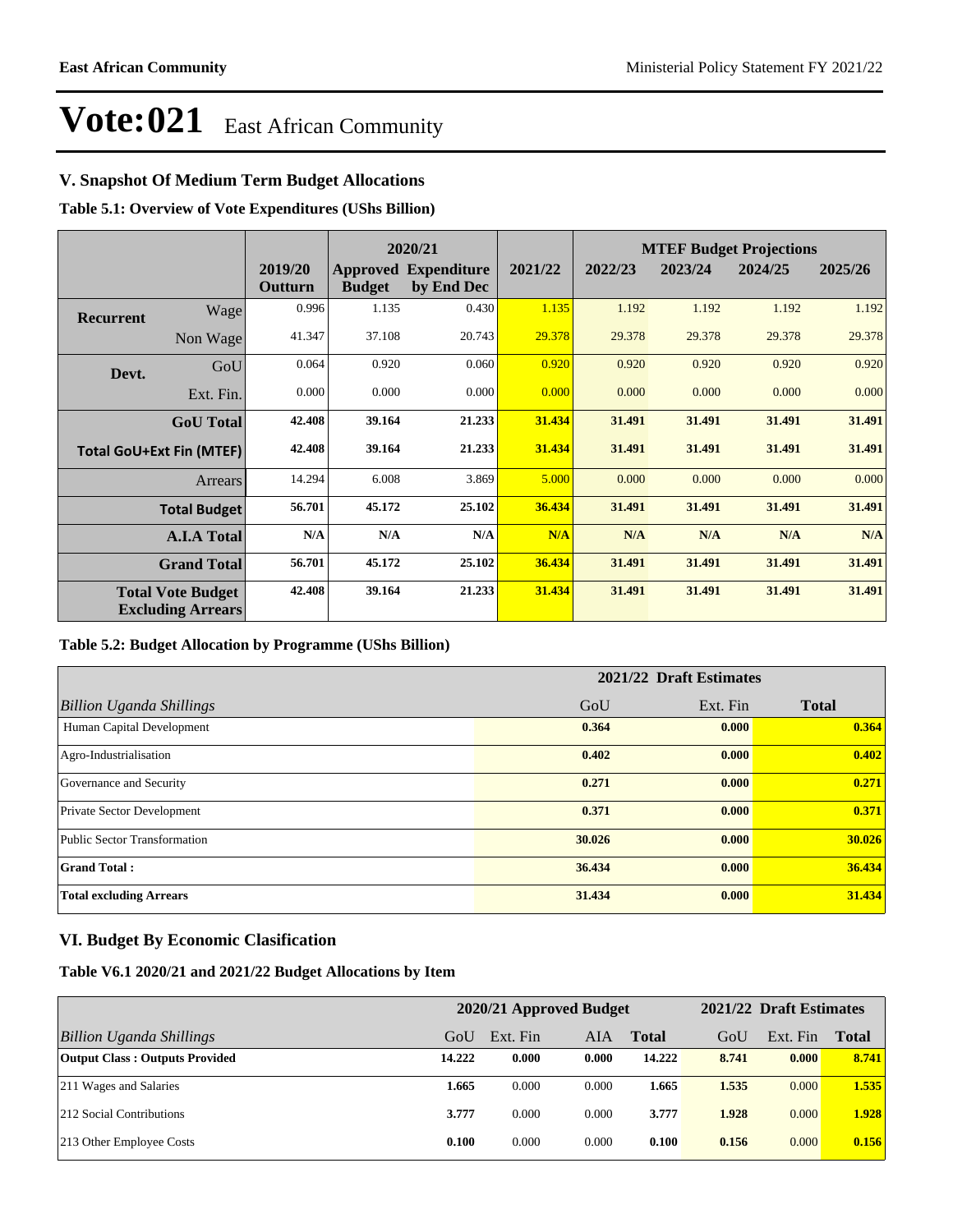# Vote:021 East African Community

## V. Snapshot Of Medium Term Budget Allocations

**Table 5.1: Overview of Vote Expenditures (UShs Billion)**

| | | 2019/20 Outturn | 2020/21 Approved Budget | 2020/21 Expenditure by End Dec | 2021/22 | MTEF Budget Projections 2022/23 | 2023/24 | 2024/25 | 2025/26 |
|---|---|---|---|---|---|---|---|---|---|
| **Recurrent** | Wage | 0.996 | 1.135 | 0.430 | 1.135 | 1.192 | 1.192 | 1.192 | 1.192 |
| | Non Wage | 41.347 | 37.108 | 20.743 | 29.378 | 29.378 | 29.378 | 29.378 | 29.378 |
| **Devt.** | GoU | 0.064 | 0.920 | 0.060 | 0.920 | 0.920 | 0.920 | 0.920 | 0.920 |
| | Ext. Fin. | 0.000 | 0.000 | 0.000 | 0.000 | 0.000 | 0.000 | 0.000 | 0.000 |
| | **GoU Total** | **42.408** | **39.164** | **21.233** | **31.434** | **31.491** | **31.491** | **31.491** | **31.491** |
| **Total GoU+Ext Fin (MTEF)** | | **42.408** | **39.164** | **21.233** | **31.434** | **31.491** | **31.491** | **31.491** | **31.491** |
| | Arrears | 14.294 | 6.008 | 3.869 | 5.000 | 0.000 | 0.000 | 0.000 | 0.000 |
| | **Total Budget** | **56.701** | **45.172** | **25.102** | **36.434** | **31.491** | **31.491** | **31.491** | **31.491** |
| | **A.I.A Total** | **N/A** | **N/A** | **N/A** | **N/A** | **N/A** | **N/A** | **N/A** | **N/A** |
| | **Grand Total** | **56.701** | **45.172** | **25.102** | **36.434** | **31.491** | **31.491** | **31.491** | **31.491** |
| **Total Vote Budget Excluding Arrears** | | **42.408** | **39.164** | **21.233** | **31.434** | **31.491** | **31.491** | **31.491** | **31.491** |

**Table 5.2: Budget Allocation by Programme (UShs Billion)**

| | 2021/22 Draft Estimates | | |
|---|---|---|---|
| *Billion Uganda Shillings* | GoU | Ext. Fin | **Total** |
| Human Capital Development | **0.364** | **0.000** | **0.364** |
| Agro-Industrialisation | **0.402** | **0.000** | **0.402** |
| Governance and Security | **0.271** | **0.000** | **0.271** |
| Private Sector Development | **0.371** | **0.000** | **0.371** |
| Public Sector Transformation | **30.026** | **0.000** | **30.026** |
| **Grand Total :** | **36.434** | **0.000** | **36.434** |
| **Total excluding Arrears** | **31.434** | **0.000** | **31.434** |

## VI. Budget By Economic Clasification

**Table V6.1 2020/21 and 2021/22 Budget Allocations by Item**

| | 2020/21 Approved Budget | | | | 2021/22 Draft Estimates | | |
|---|---|---|---|---|---|---|---|
| *Billion Uganda Shillings* | GoU | Ext. Fin | AIA | **Total** | GoU | Ext. Fin | **Total** |
| **Output Class : Outputs Provided** | **14.222** | **0.000** | **0.000** | **14.222** | **8.741** | **0.000** | **8.741** |
| 211 Wages and Salaries | **1.665** | 0.000 | 0.000 | **1.665** | **1.535** | 0.000 | **1.535** |
| 212 Social Contributions | **3.777** | 0.000 | 0.000 | **3.777** | **1.928** | 0.000 | **1.928** |
| 213 Other Employee Costs | **0.100** | 0.000 | 0.000 | **0.100** | **0.156** | 0.000 | **0.156** |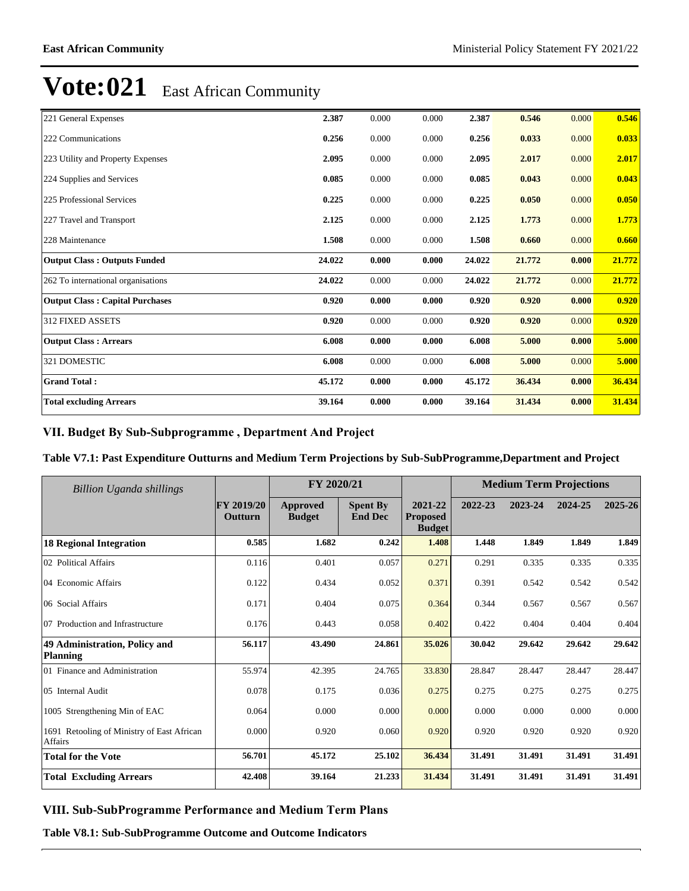# Vote:021 East African Community

| | | | | | | | |
|---|---|---|---|---|---|---|---|
| 221 General Expenses | **2.387** | 0.000 | 0.000 | **2.387** | **0.546** | 0.000 | **0.546** |
| 222 Communications | **0.256** | 0.000 | 0.000 | **0.256** | **0.033** | 0.000 | **0.033** |
| 223 Utility and Property Expenses | **2.095** | 0.000 | 0.000 | **2.095** | **2.017** | 0.000 | **2.017** |
| 224 Supplies and Services | **0.085** | 0.000 | 0.000 | **0.085** | **0.043** | 0.000 | **0.043** |
| 225 Professional Services | **0.225** | 0.000 | 0.000 | **0.225** | **0.050** | 0.000 | **0.050** |
| 227 Travel and Transport | **2.125** | 0.000 | 0.000 | **2.125** | **1.773** | 0.000 | **1.773** |
| 228 Maintenance | **1.508** | 0.000 | 0.000 | **1.508** | **0.660** | 0.000 | **0.660** |
| **Output Class : Outputs Funded** | **24.022** | **0.000** | **0.000** | **24.022** | **21.772** | **0.000** | **21.772** |
| 262 To international organisations | **24.022** | 0.000 | 0.000 | **24.022** | **21.772** | 0.000 | **21.772** |
| **Output Class : Capital Purchases** | **0.920** | **0.000** | **0.000** | **0.920** | **0.920** | **0.000** | **0.920** |
| 312 FIXED ASSETS | **0.920** | 0.000 | 0.000 | **0.920** | **0.920** | 0.000 | **0.920** |
| **Output Class : Arrears** | **6.008** | **0.000** | **0.000** | **6.008** | **5.000** | **0.000** | **5.000** |
| 321 DOMESTIC | **6.008** | 0.000 | 0.000 | **6.008** | **5.000** | 0.000 | **5.000** |
| **Grand Total :** | **45.172** | **0.000** | **0.000** | **45.172** | **36.434** | **0.000** | **36.434** |
| **Total excluding Arrears** | **39.164** | **0.000** | **0.000** | **39.164** | **31.434** | **0.000** | **31.434** |

## VII. Budget By Sub-Subprogramme , Department And Project

### Table V7.1: Past Expenditure Outturns and Medium Term Projections by Sub-SubProgramme,Department and Project

| *Billion Uganda shillings* | | FY 2020/21 | | | Medium Term Projections | | | |
|---|---|---|---|---|---|---|---|---|
| | FY 2019/20 Outturn | Approved Budget | Spent By End Dec | 2021-22 Proposed Budget | 2022-23 | 2023-24 | 2024-25 | 2025-26 |
| **18 Regional Integration** | **0.585** | **1.682** | **0.242** | **1.408** | **1.448** | **1.849** | **1.849** | **1.849** |
| 02 Political Affairs | 0.116 | 0.401 | 0.057 | 0.271 | 0.291 | 0.335 | 0.335 | 0.335 |
| 04 Economic Affairs | 0.122 | 0.434 | 0.052 | 0.371 | 0.391 | 0.542 | 0.542 | 0.542 |
| 06 Social Affairs | 0.171 | 0.404 | 0.075 | 0.364 | 0.344 | 0.567 | 0.567 | 0.567 |
| 07 Production and Infrastructure | 0.176 | 0.443 | 0.058 | 0.402 | 0.422 | 0.404 | 0.404 | 0.404 |
| **49 Administration, Policy and Planning** | **56.117** | **43.490** | **24.861** | **35.026** | **30.042** | **29.642** | **29.642** | **29.642** |
| 01 Finance and Administration | 55.974 | 42.395 | 24.765 | 33.830 | 28.847 | 28.447 | 28.447 | 28.447 |
| 05 Internal Audit | 0.078 | 0.175 | 0.036 | 0.275 | 0.275 | 0.275 | 0.275 | 0.275 |
| 1005 Strengthening Min of EAC | 0.064 | 0.000 | 0.000 | 0.000 | 0.000 | 0.000 | 0.000 | 0.000 |
| 1691 Retooling of Ministry of East African Affairs | 0.000 | 0.920 | 0.060 | 0.920 | 0.920 | 0.920 | 0.920 | 0.920 |
| **Total for the Vote** | **56.701** | **45.172** | **25.102** | **36.434** | **31.491** | **31.491** | **31.491** | **31.491** |
| **Total Excluding Arrears** | **42.408** | **39.164** | **21.233** | **31.434** | **31.491** | **31.491** | **31.491** | **31.491** |

## VIII. Sub-SubProgramme Performance and Medium Term Plans

### Table V8.1: Sub-SubProgramme Outcome and Outcome Indicators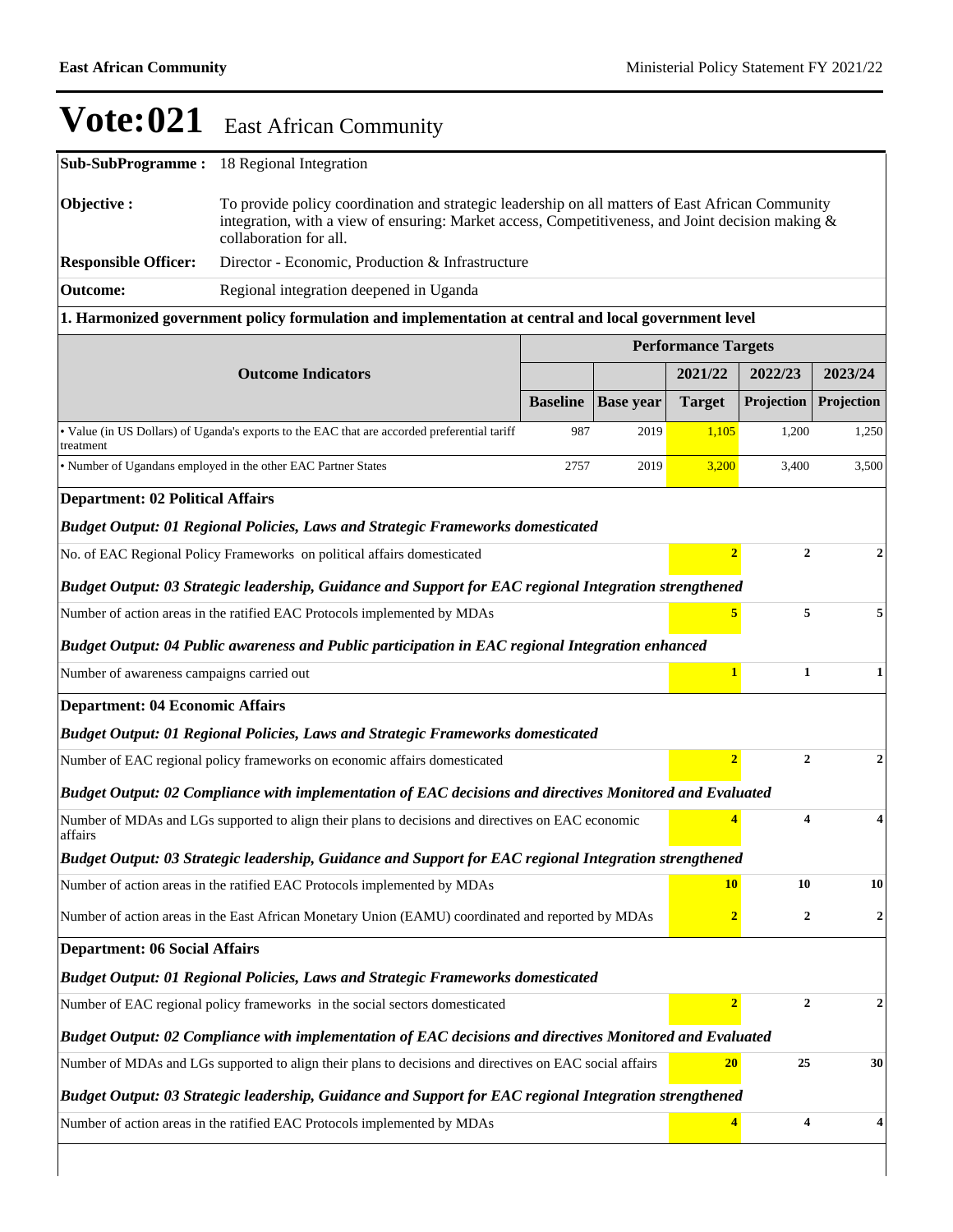# Vote:021 East African Community

| | |
|---|---|
| **Sub-SubProgramme :** | 18 Regional Integration |
| **Objective :** | To provide policy coordination and strategic leadership on all matters of East African Community integration, with a view of ensuring: Market access, Competitiveness, and Joint decision making & collaboration for all. |
| **Responsible Officer:** | Director - Economic, Production & Infrastructure |
| **Outcome:** | Regional integration deepened in Uganda |

**1. Harmonized government policy formulation and implementation at central and local government level**

| Outcome Indicators | Performance Targets | | | | |
|---|---|---|---|---|---|
| | | | 2021/22 | 2022/23 | 2023/24 |
| | Baseline | Base year | Target | Projection | Projection |
| • Value (in US Dollars) of Uganda's exports to the EAC that are accorded preferential tariff treatment | 987 | 2019 | 1,105 | 1,200 | 1,250 |
| • Number of Ugandans employed in the other EAC Partner States | 2757 | 2019 | 3,200 | 3,400 | 3,500 |

**Department: 02 Political Affairs**

| | 2021/22 Target | 2022/23 Projection | 2023/24 Projection |
|---|---|---|---|
| ***Budget Output: 01 Regional Policies, Laws and Strategic Frameworks domesticated*** | | | |
| No. of EAC Regional Policy Frameworks on political affairs domesticated | 2 | 2 | 2 |
| ***Budget Output: 03 Strategic leadership, Guidance and Support for EAC regional Integration strengthened*** | | | |
| Number of action areas in the ratified EAC Protocols implemented by MDAs | 5 | 5 | 5 |
| ***Budget Output: 04 Public awareness and Public participation in EAC regional Integration enhanced*** | | | |
| Number of awareness campaigns carried out | 1 | 1 | 1 |

**Department: 04 Economic Affairs**

| | 2021/22 Target | 2022/23 Projection | 2023/24 Projection |
|---|---|---|---|
| ***Budget Output: 01 Regional Policies, Laws and Strategic Frameworks domesticated*** | | | |
| Number of EAC regional policy frameworks on economic affairs domesticated | 2 | 2 | 2 |
| ***Budget Output: 02 Compliance with implementation of EAC decisions and directives Monitored and Evaluated*** | | | |
| Number of MDAs and LGs supported to align their plans to decisions and directives on EAC economic affairs | 4 | 4 | 4 |
| ***Budget Output: 03 Strategic leadership, Guidance and Support for EAC regional Integration strengthened*** | | | |
| Number of action areas in the ratified EAC Protocols implemented by MDAs | 10 | 10 | 10 |
| Number of action areas in the East African Monetary Union (EAMU) coordinated and reported by MDAs | 2 | 2 | 2 |

**Department: 06 Social Affairs**

| | 2021/22 Target | 2022/23 Projection | 2023/24 Projection |
|---|---|---|---|
| ***Budget Output: 01 Regional Policies, Laws and Strategic Frameworks domesticated*** | | | |
| Number of EAC regional policy frameworks in the social sectors domesticated | 2 | 2 | 2 |
| ***Budget Output: 02 Compliance with implementation of EAC decisions and directives Monitored and Evaluated*** | | | |
| Number of MDAs and LGs supported to align their plans to decisions and directives on EAC social affairs | 20 | 25 | 30 |
| ***Budget Output: 03 Strategic leadership, Guidance and Support for EAC regional Integration strengthened*** | | | |
| Number of action areas in the ratified EAC Protocols implemented by MDAs | 4 | 4 | 4 |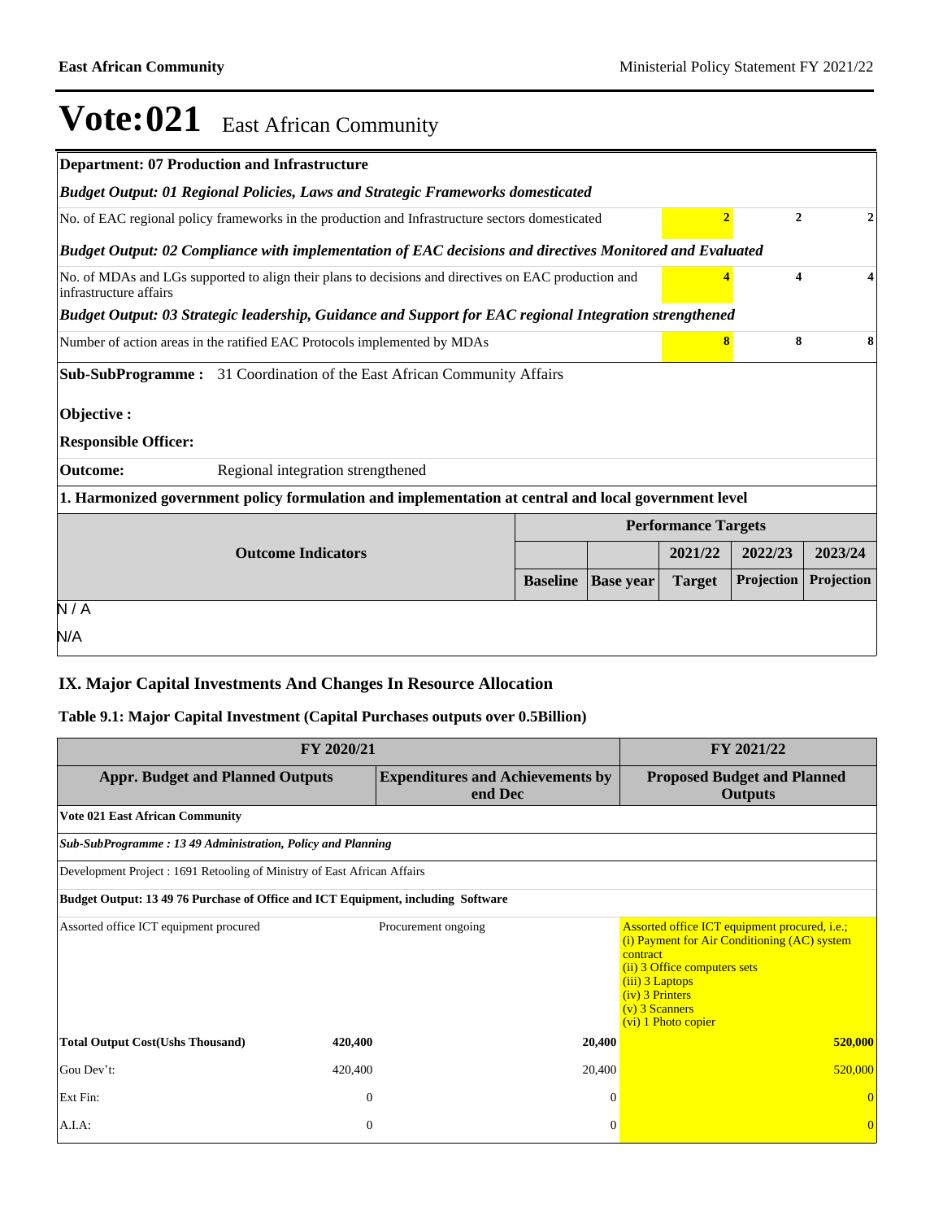# Vote:021 East African Community

| Department: 07 Production and Infrastructure | | | | | |
|---|---|---|---|---|---|
| ***Budget Output: 01 Regional Policies, Laws and Strategic Frameworks domesticated*** | | | | | |
| No. of EAC regional policy frameworks in the production and Infrastructure sectors domesticated | | | 2 | 2 | 2 |
| ***Budget Output: 02 Compliance with implementation of EAC decisions and directives Monitored and Evaluated*** | | | | | |
| No. of MDAs and LGs supported to align their plans to decisions and directives on EAC production and infrastructure affairs | | | 4 | 4 | 4 |
| ***Budget Output: 03 Strategic leadership, Guidance and Support for EAC regional Integration strengthened*** | | | | | |
| Number of action areas in the ratified EAC Protocols implemented by MDAs | | | 8 | 8 | 8 |

**Sub-SubProgramme :** 31 Coordination of the East African Community Affairs

**Objective :**

**Responsible Officer:**

**Outcome:** Regional integration strengthened

**1. Harmonized government policy formulation and implementation at central and local government level**

| Outcome Indicators | Performance Targets | | | | |
|---|---|---|---|---|---|
| | | | 2021/22 | 2022/23 | 2023/24 |
| | Baseline | Base year | Target | Projection | Projection |
| N / A | | | | | |
| N/A | | | | | |

## IX. Major Capital Investments And Changes In Resource Allocation

### Table 9.1: Major Capital Investment (Capital Purchases outputs over 0.5Billion)

| FY 2020/21 | | | | FY 2021/22 |
|---|---|---|---|---|
| **Appr. Budget and Planned Outputs** | | **Expenditures and Achievements by end Dec** | | **Proposed Budget and Planned Outputs** |
| **Vote 021 East African Community** | | | | |
| ***Sub-SubProgramme : 13 49 Administration, Policy and Planning*** | | | | |
| Development Project : 1691 Retooling of Ministry of East African Affairs | | | | |
| **Budget Output: 13 49 76 Purchase of Office and ICT Equipment, including Software** | | | | |
| Assorted office ICT equipment procured | | Procurement ongoing | | Assorted office ICT equipment procured, i.e.; (i) Payment for Air Conditioning (AC) system contract (ii) 3 Office computers sets (iii) 3 Laptops (iv) 3 Printers (v) 3 Scanners (vi) 1 Photo copier |
| **Total Output Cost(Ushs Thousand)** | **420,400** | | **20,400** | **520,000** |
| Gou Dev't: | 420,400 | | 20,400 | 520,000 |
| Ext Fin: | 0 | | 0 | 0 |
| A.I.A: | 0 | | 0 | 0 |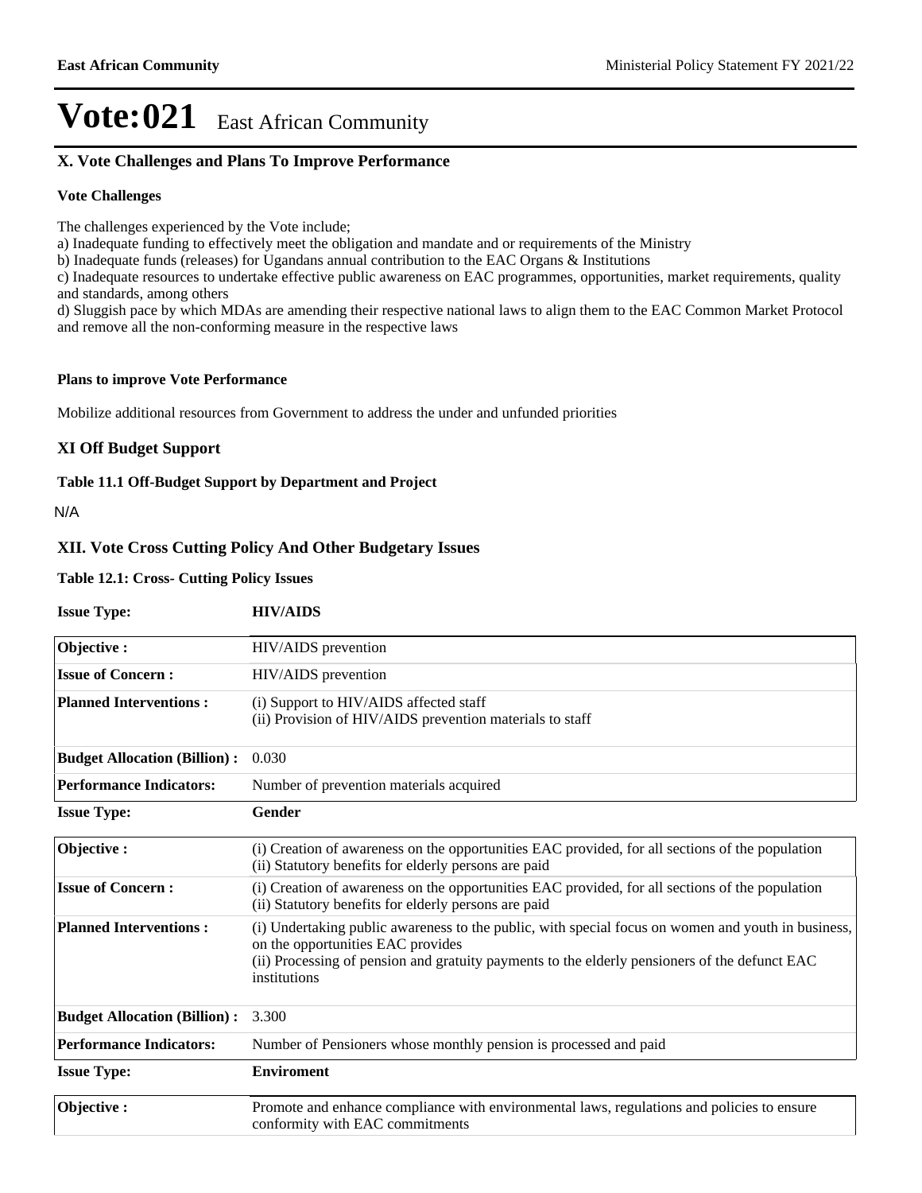# Vote:021 East African Community

## X. Vote Challenges and Plans To Improve Performance

### Vote Challenges

The challenges experienced by the Vote include;

a) Inadequate funding to effectively meet the obligation and mandate and or requirements of the Ministry
b) Inadequate funds (releases) for Ugandans annual contribution to the EAC Organs & Institutions
c) Inadequate resources to undertake effective public awareness on EAC programmes, opportunities, market requirements, quality and standards, among others
d) Sluggish pace by which MDAs are amending their respective national laws to align them to the EAC Common Market Protocol and remove all the non-conforming measure in the respective laws

### Plans to improve Vote Performance

Mobilize additional resources from Government to address the under and unfunded priorities

## XI Off Budget Support

### Table 11.1 Off-Budget Support by Department and Project

N/A

## XII. Vote Cross Cutting Policy And Other Budgetary Issues

### Table 12.1: Cross- Cutting Policy Issues

**Issue Type:** **HIV/AIDS**

| | |
|---|---|
| **Objective :** | HIV/AIDS prevention |
| **Issue of Concern :** | HIV/AIDS prevention |
| **Planned Interventions :** | (i) Support to HIV/AIDS affected staff<br>(ii) Provision of HIV/AIDS prevention materials to staff |
| **Budget Allocation (Billion) :** | 0.030 |
| **Performance Indicators:** | Number of prevention materials acquired |

**Issue Type:** **Gender**

| | |
|---|---|
| **Objective :** | (i) Creation of awareness on the opportunities EAC provided, for all sections of the population<br>(ii) Statutory benefits for elderly persons are paid |
| **Issue of Concern :** | (i) Creation of awareness on the opportunities EAC provided, for all sections of the population<br>(ii) Statutory benefits for elderly persons are paid |
| **Planned Interventions :** | (i) Undertaking public awareness to the public, with special focus on women and youth in business, on the opportunities EAC provides<br>(ii) Processing of pension and gratuity payments to the elderly pensioners of the defunct EAC institutions |
| **Budget Allocation (Billion) :** | 3.300 |
| **Performance Indicators:** | Number of Pensioners whose monthly pension is processed and paid |

**Issue Type:** **Enviroment**

| | |
|---|---|
| **Objective :** | Promote and enhance compliance with environmental laws, regulations and policies to ensure conformity with EAC commitments |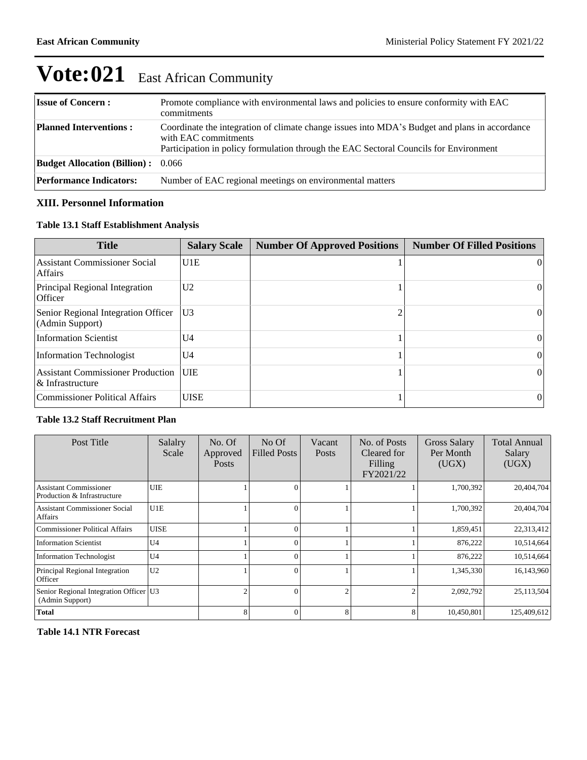# Vote:021 East African Community

| | |
|---|---|
| **Issue of Concern :** | Promote compliance with environmental laws and policies to ensure conformity with EAC commitments |
| **Planned Interventions :** | Coordinate the integration of climate change issues into MDA's Budget and plans in accordance with EAC commitments<br>Participation in policy formulation through the EAC Sectoral Councils for Environment |
| **Budget Allocation (Billion) :** | 0.066 |
| **Performance Indicators:** | Number of EAC regional meetings on environmental matters |

## XIII. Personnel Information

### Table 13.1 Staff Establishment Analysis

| Title | Salary Scale | Number Of Approved Positions | Number Of Filled Positions |
|---|---|---|---|
| Assistant Commissioner Social Affairs | U1E | 1 | 0 |
| Principal Regional Integration Officer | U2 | 1 | 0 |
| Senior Regional Integration Officer (Admin Support) | U3 | 2 | 0 |
| Information Scientist | U4 | 1 | 0 |
| Information Technologist | U4 | 1 | 0 |
| Assistant Commissioner Production & Infrastructure | UIE | 1 | 0 |
| Commissioner Political Affairs | UISE | 1 | 0 |

### Table 13.2 Staff Recruitment Plan

| Post Title | Salalry Scale | No. Of Approved Posts | No Of Filled Posts | Vacant Posts | No. of Posts Cleared for Filling FY2021/22 | Gross Salary Per Month (UGX) | Total Annual Salary (UGX) |
|---|---|---|---|---|---|---|---|
| Assistant Commissioner Production & Infrastructure | UIE | 1 | 0 | 1 | 1 | 1,700,392 | 20,404,704 |
| Assistant Commissioner Social Affairs | U1E | 1 | 0 | 1 | 1 | 1,700,392 | 20,404,704 |
| Commissioner Political Affairs | UISE | 1 | 0 | 1 | 1 | 1,859,451 | 22,313,412 |
| Information Scientist | U4 | 1 | 0 | 1 | 1 | 876,222 | 10,514,664 |
| Information Technologist | U4 | 1 | 0 | 1 | 1 | 876,222 | 10,514,664 |
| Principal Regional Integration Officer | U2 | 1 | 0 | 1 | 1 | 1,345,330 | 16,143,960 |
| Senior Regional Integration Officer (Admin Support) | U3 | 2 | 0 | 2 | 2 | 2,092,792 | 25,113,504 |
| **Total** | | 8 | 0 | 8 | 8 | 10,450,801 | 125,409,612 |

### Table 14.1 NTR Forecast